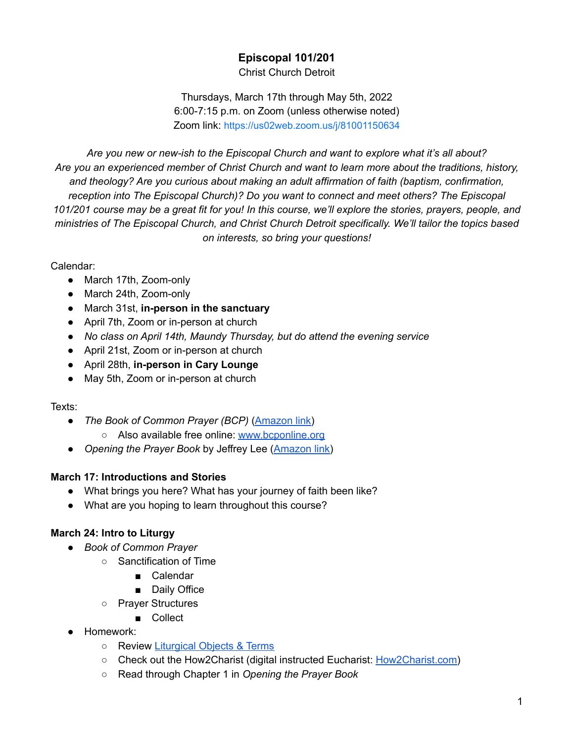# Episcopal 101/201

Christ Church Detroit

Thursdays, March 17th through May 5th, 2022
6:00-7:15 p.m. on Zoom (unless otherwise noted)
Zoom link: https://us02web.zoom.us/j/81001150634

*Are you new or new-ish to the Episcopal Church and want to explore what it's all about? Are you an experienced member of Christ Church and want to learn more about the traditions, history, and theology? Are you curious about making an adult affirmation of faith (baptism, confirmation, reception into The Episcopal Church)? Do you want to connect and meet others? The Episcopal 101/201 course may be a great fit for you! In this course, we'll explore the stories, prayers, people, and ministries of The Episcopal Church, and Christ Church Detroit specifically. We'll tailor the topics based on interests, so bring your questions!*

Calendar:

- March 17th, Zoom-only
- March 24th, Zoom-only
- March 31st, **in-person in the sanctuary**
- April 7th, Zoom or in-person at church
- *No class on April 14th, Maundy Thursday, but do attend the evening service*
- April 21st, Zoom or in-person at church
- April 28th, **in-person in Cary Lounge**
- May 5th, Zoom or in-person at church

Texts:

- *The Book of Common Prayer (BCP)* (Amazon link)
    - Also available free online: www.bcponline.org
- *Opening the Prayer Book* by Jeffrey Lee (Amazon link)

**March 17: Introductions and Stories**

- What brings you here? What has your journey of faith been like?
- What are you hoping to learn throughout this course?

**March 24: Intro to Liturgy**

- *Book of Common Prayer*
    - Sanctification of Time
        - Calendar
        - Daily Office
    - Prayer Structures
        - Collect
- Homework:
    - Review Liturgical Objects & Terms
    - Check out the How2Charist (digital instructed Eucharist: How2Charist.com)
    - Read through Chapter 1 in *Opening the Prayer Book*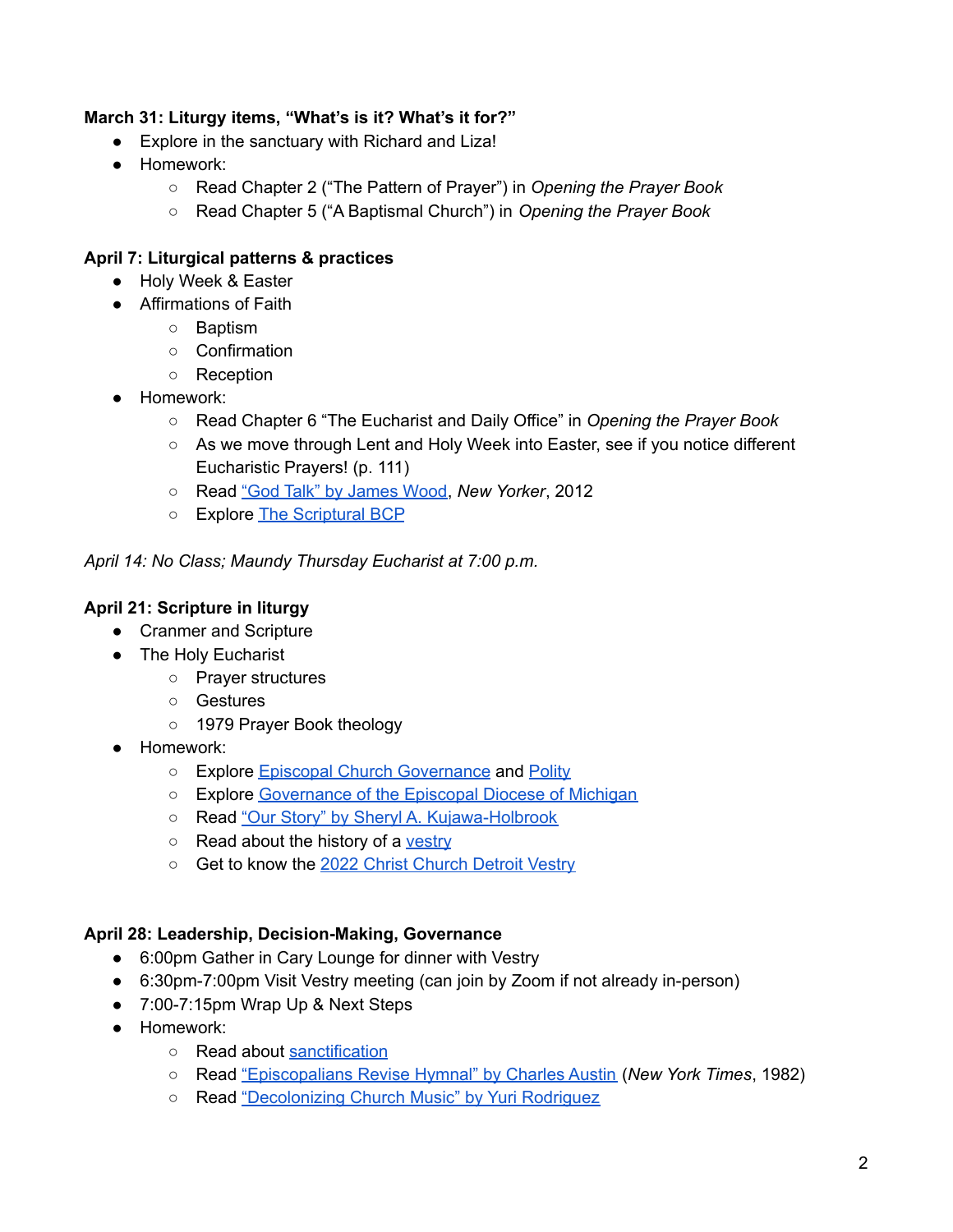**March 31: Liturgy items, "What's is it? What's it for?"**

- Explore in the sanctuary with Richard and Liza!
- Homework:
  - Read Chapter 2 ("The Pattern of Prayer") in *Opening the Prayer Book*
  - Read Chapter 5 ("A Baptismal Church") in *Opening the Prayer Book*

**April 7: Liturgical patterns & practices**

- Holy Week & Easter
- Affirmations of Faith
  - Baptism
  - Confirmation
  - Reception
- Homework:
  - Read Chapter 6 "The Eucharist and Daily Office" in *Opening the Prayer Book*
  - As we move through Lent and Holy Week into Easter, see if you notice different Eucharistic Prayers! (p. 111)
  - Read "God Talk" by James Wood, *New Yorker*, 2012
  - Explore The Scriptural BCP

*April 14: No Class; Maundy Thursday Eucharist at 7:00 p.m.*

**April 21: Scripture in liturgy**

- Cranmer and Scripture
- The Holy Eucharist
  - Prayer structures
  - Gestures
  - 1979 Prayer Book theology
- Homework:
  - Explore Episcopal Church Governance and Polity
  - Explore Governance of the Episcopal Diocese of Michigan
  - Read "Our Story" by Sheryl A. Kujawa-Holbrook
  - Read about the history of a vestry
  - Get to know the 2022 Christ Church Detroit Vestry

**April 28: Leadership, Decision-Making, Governance**

- 6:00pm Gather in Cary Lounge for dinner with Vestry
- 6:30pm-7:00pm Visit Vestry meeting (can join by Zoom if not already in-person)
- 7:00-7:15pm Wrap Up & Next Steps
- Homework:
  - Read about sanctification
  - Read "Episcopalians Revise Hymnal" by Charles Austin (*New York Times*, 1982)
  - Read "Decolonizing Church Music" by Yuri Rodriguez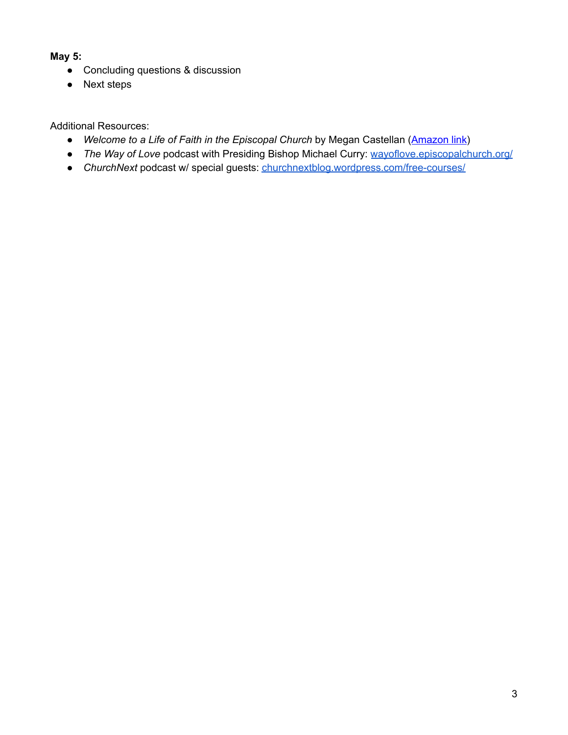**May 5:**

- Concluding questions & discussion
- Next steps

Additional Resources:

- *Welcome to a Life of Faith in the Episcopal Church* by Megan Castellan (Amazon link)
- *The Way of Love* podcast with Presiding Bishop Michael Curry: wayoflove.episcopalchurch.org/
- *ChurchNext* podcast w/ special guests: churchnextblog.wordpress.com/free-courses/